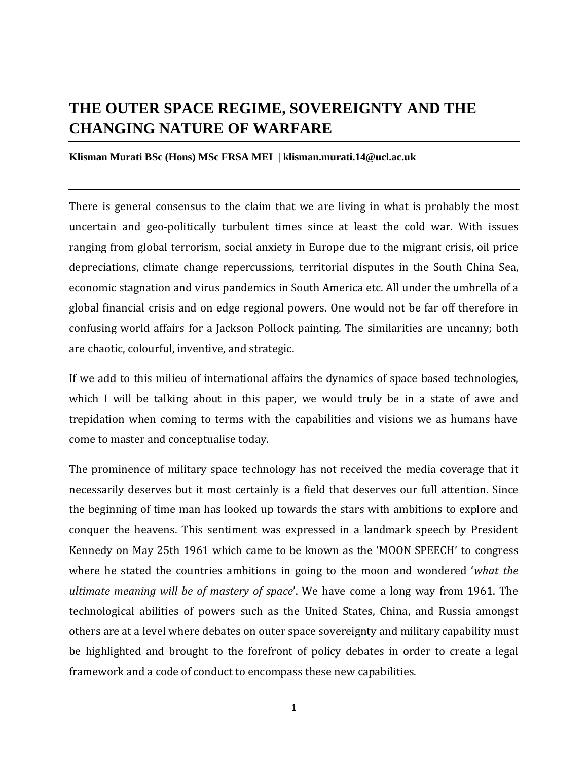# THE OUTER SPACE REGIME, SOVEREIGNTY AND THE CHANGING NATURE OF WARFARE

**Klisman Murati BSc (Hons) MSc FRSA MEI | klisman.murati.14@ucl.ac.uk**

---

There is general consensus to the claim that we are living in what is probably the most uncertain and geo-politically turbulent times since at least the cold war. With issues ranging from global terrorism, social anxiety in Europe due to the migrant crisis, oil price depreciations, climate change repercussions, territorial disputes in the South China Sea, economic stagnation and virus pandemics in South America etc. All under the umbrella of a global financial crisis and on edge regional powers. One would not be far off therefore in confusing world affairs for a Jackson Pollock painting. The similarities are uncanny; both are chaotic, colourful, inventive, and strategic.

If we add to this milieu of international affairs the dynamics of space based technologies, which I will be talking about in this paper, we would truly be in a state of awe and trepidation when coming to terms with the capabilities and visions we as humans have come to master and conceptualise today.

The prominence of military space technology has not received the media coverage that it necessarily deserves but it most certainly is a field that deserves our full attention. Since the beginning of time man has looked up towards the stars with ambitions to explore and conquer the heavens. This sentiment was expressed in a landmark speech by President Kennedy on May 25th 1961 which came to be known as the 'MOON SPEECH' to congress where he stated the countries ambitions in going to the moon and wondered '*what the ultimate meaning will be of mastery of space*'. We have come a long way from 1961. The technological abilities of powers such as the United States, China, and Russia amongst others are at a level where debates on outer space sovereignty and military capability must be highlighted and brought to the forefront of policy debates in order to create a legal framework and a code of conduct to encompass these new capabilities.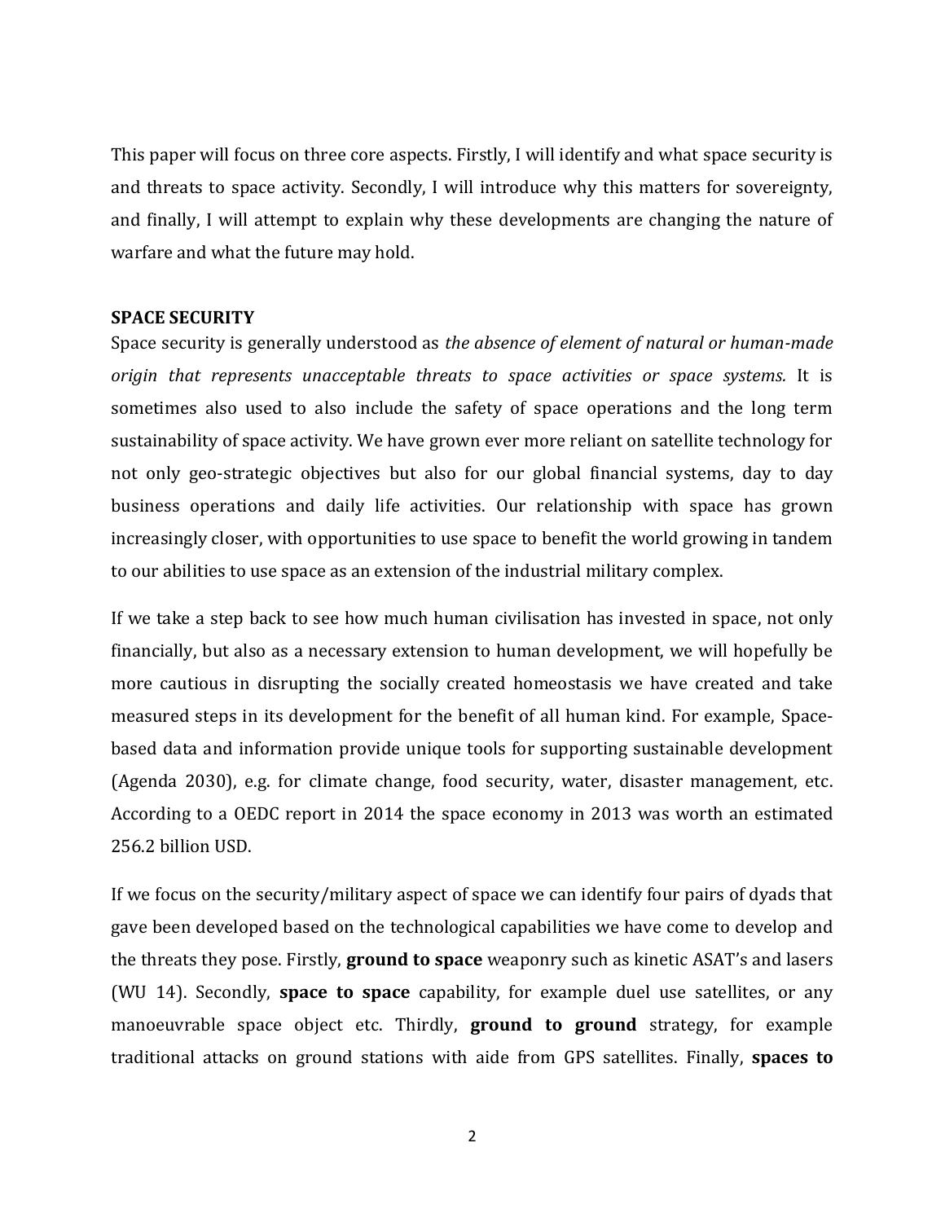This paper will focus on three core aspects. Firstly, I will identify and what space security is and threats to space activity. Secondly, I will introduce why this matters for sovereignty, and finally, I will attempt to explain why these developments are changing the nature of warfare and what the future may hold.

**SPACE SECURITY**

Space security is generally understood as *the absence of element of natural or human-made origin that represents unacceptable threats to space activities or space systems.* It is sometimes also used to also include the safety of space operations and the long term sustainability of space activity. We have grown ever more reliant on satellite technology for not only geo-strategic objectives but also for our global financial systems, day to day business operations and daily life activities. Our relationship with space has grown increasingly closer, with opportunities to use space to benefit the world growing in tandem to our abilities to use space as an extension of the industrial military complex.

If we take a step back to see how much human civilisation has invested in space, not only financially, but also as a necessary extension to human development, we will hopefully be more cautious in disrupting the socially created homeostasis we have created and take measured steps in its development for the benefit of all human kind. For example, Space-based data and information provide unique tools for supporting sustainable development (Agenda 2030), e.g. for climate change, food security, water, disaster management, etc. According to a OEDC report in 2014 the space economy in 2013 was worth an estimated 256.2 billion USD.

If we focus on the security/military aspect of space we can identify four pairs of dyads that gave been developed based on the technological capabilities we have come to develop and the threats they pose. Firstly, **ground to space** weaponry such as kinetic ASAT's and lasers (WU 14). Secondly, **space to space** capability, for example duel use satellites, or any manoeuvrable space object etc. Thirdly, **ground to ground** strategy, for example traditional attacks on ground stations with aide from GPS satellites. Finally, **spaces to**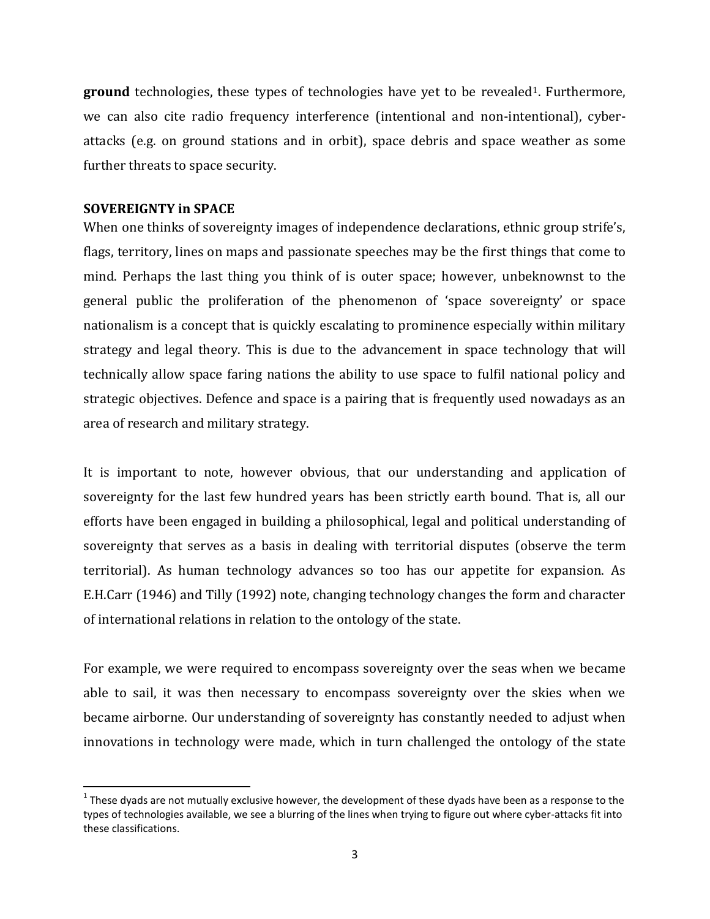**ground** technologies, these types of technologies have yet to be revealed[1]. Furthermore, we can also cite radio frequency interference (intentional and non-intentional), cyber-attacks (e.g. on ground stations and in orbit), space debris and space weather as some further threats to space security.

**SOVEREIGNTY in SPACE**

When one thinks of sovereignty images of independence declarations, ethnic group strife's, flags, territory, lines on maps and passionate speeches may be the first things that come to mind. Perhaps the last thing you think of is outer space; however, unbeknownst to the general public the proliferation of the phenomenon of 'space sovereignty' or space nationalism is a concept that is quickly escalating to prominence especially within military strategy and legal theory. This is due to the advancement in space technology that will technically allow space faring nations the ability to use space to fulfil national policy and strategic objectives. Defence and space is a pairing that is frequently used nowadays as an area of research and military strategy.

It is important to note, however obvious, that our understanding and application of sovereignty for the last few hundred years has been strictly earth bound. That is, all our efforts have been engaged in building a philosophical, legal and political understanding of sovereignty that serves as a basis in dealing with territorial disputes (observe the term territorial). As human technology advances so too has our appetite for expansion. As E.H.Carr (1946) and Tilly (1992) note, changing technology changes the form and character of international relations in relation to the ontology of the state.

For example, we were required to encompass sovereignty over the seas when we became able to sail, it was then necessary to encompass sovereignty over the skies when we became airborne. Our understanding of sovereignty has constantly needed to adjust when innovations in technology were made, which in turn challenged the ontology of the state

---

[1] These dyads are not mutually exclusive however, the development of these dyads have been as a response to the types of technologies available, we see a blurring of the lines when trying to figure out where cyber-attacks fit into these classifications.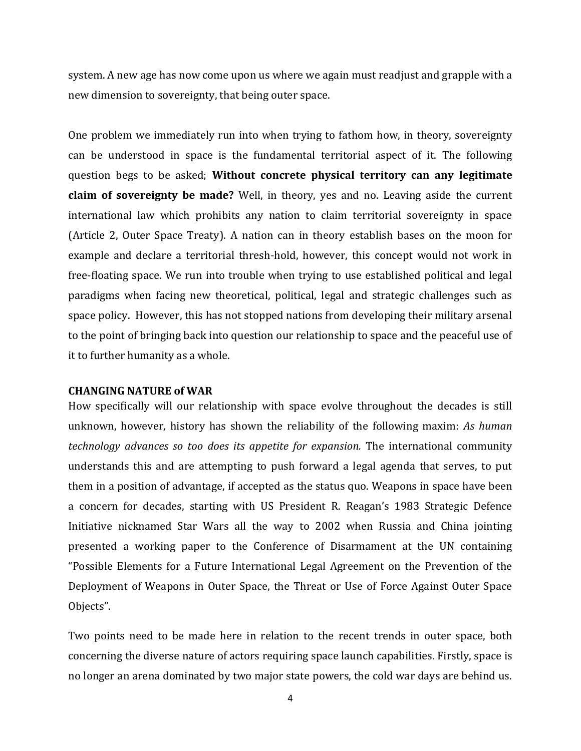system. A new age has now come upon us where we again must readjust and grapple with a new dimension to sovereignty, that being outer space.

One problem we immediately run into when trying to fathom how, in theory, sovereignty can be understood in space is the fundamental territorial aspect of it. The following question begs to be asked; **Without concrete physical territory can any legitimate claim of sovereignty be made?** Well, in theory, yes and no. Leaving aside the current international law which prohibits any nation to claim territorial sovereignty in space (Article 2, Outer Space Treaty). A nation can in theory establish bases on the moon for example and declare a territorial thresh-hold, however, this concept would not work in free-floating space. We run into trouble when trying to use established political and legal paradigms when facing new theoretical, political, legal and strategic challenges such as space policy. However, this has not stopped nations from developing their military arsenal to the point of bringing back into question our relationship to space and the peaceful use of it to further humanity as a whole.

**CHANGING NATURE of WAR**

How specifically will our relationship with space evolve throughout the decades is still unknown, however, history has shown the reliability of the following maxim: *As human technology advances so too does its appetite for expansion.* The international community understands this and are attempting to push forward a legal agenda that serves, to put them in a position of advantage, if accepted as the status quo. Weapons in space have been a concern for decades, starting with US President R. Reagan's 1983 Strategic Defence Initiative nicknamed Star Wars all the way to 2002 when Russia and China jointing presented a working paper to the Conference of Disarmament at the UN containing "Possible Elements for a Future International Legal Agreement on the Prevention of the Deployment of Weapons in Outer Space, the Threat or Use of Force Against Outer Space Objects".

Two points need to be made here in relation to the recent trends in outer space, both concerning the diverse nature of actors requiring space launch capabilities. Firstly, space is no longer an arena dominated by two major state powers, the cold war days are behind us.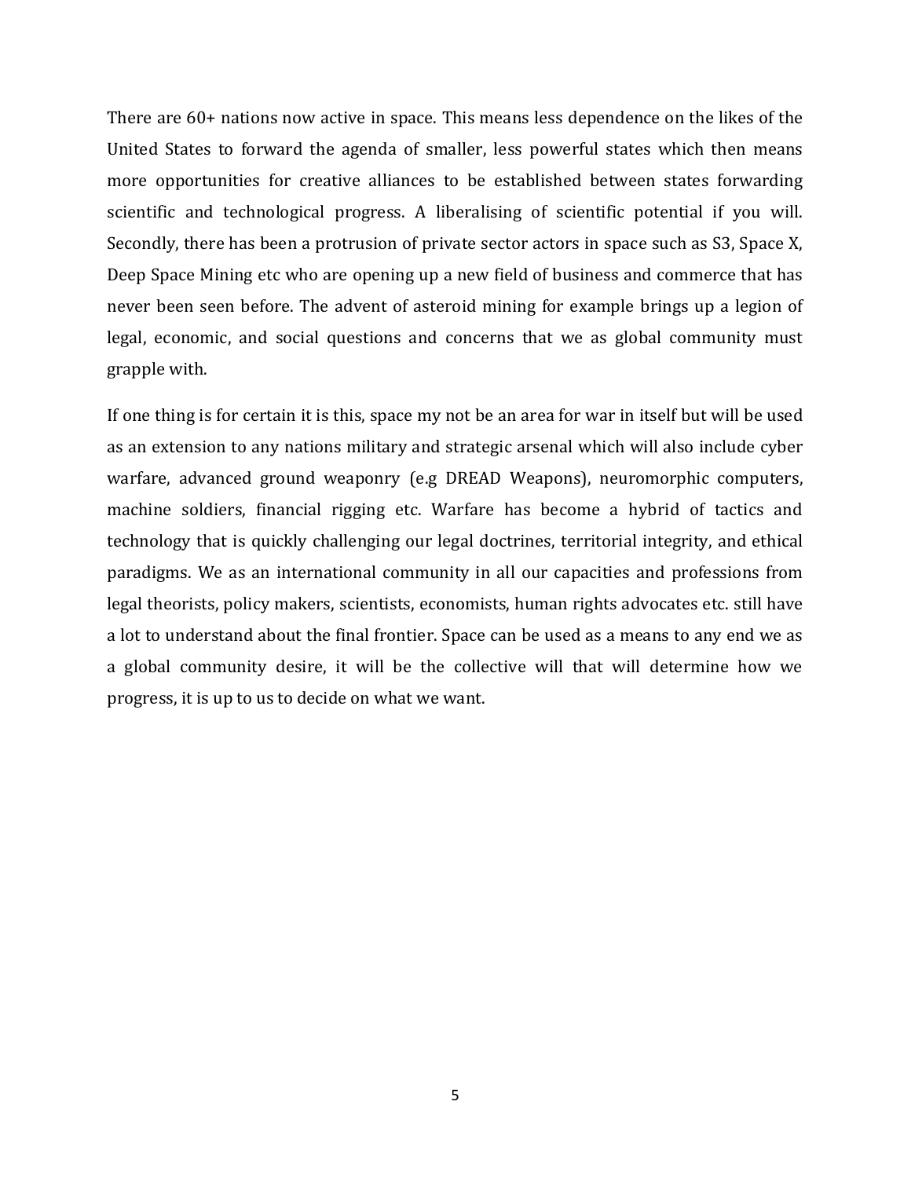There are 60+ nations now active in space. This means less dependence on the likes of the United States to forward the agenda of smaller, less powerful states which then means more opportunities for creative alliances to be established between states forwarding scientific and technological progress. A liberalising of scientific potential if you will. Secondly, there has been a protrusion of private sector actors in space such as S3, Space X, Deep Space Mining etc who are opening up a new field of business and commerce that has never been seen before. The advent of asteroid mining for example brings up a legion of legal, economic, and social questions and concerns that we as global community must grapple with.

If one thing is for certain it is this, space my not be an area for war in itself but will be used as an extension to any nations military and strategic arsenal which will also include cyber warfare, advanced ground weaponry (e.g DREAD Weapons), neuromorphic computers, machine soldiers, financial rigging etc. Warfare has become a hybrid of tactics and technology that is quickly challenging our legal doctrines, territorial integrity, and ethical paradigms. We as an international community in all our capacities and professions from legal theorists, policy makers, scientists, economists, human rights advocates etc. still have a lot to understand about the final frontier. Space can be used as a means to any end we as a global community desire, it will be the collective will that will determine how we progress, it is up to us to decide on what we want.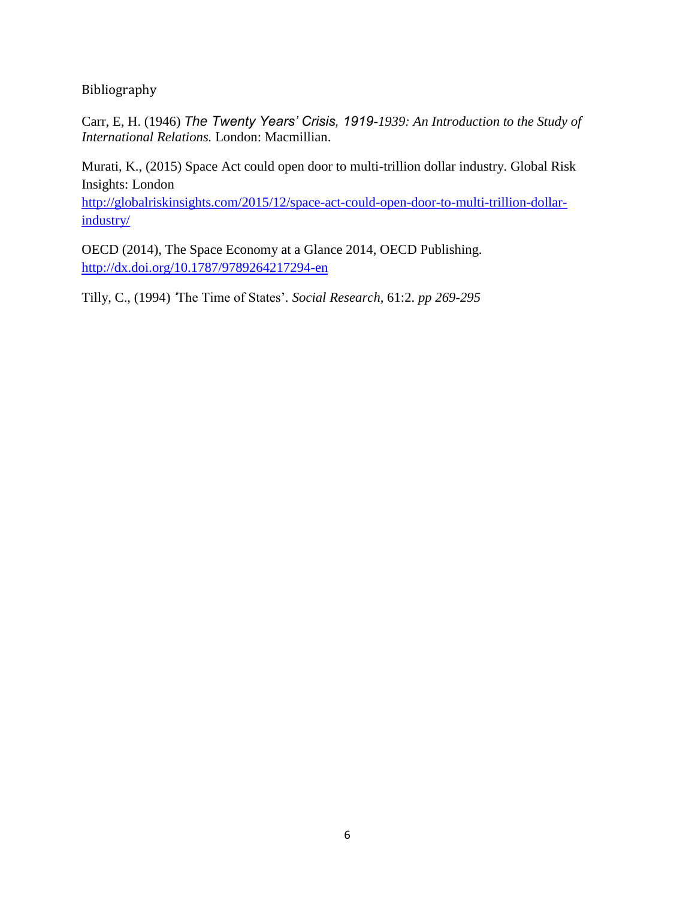# Bibliography

Carr, E, H. (1946) *The Twenty Years' Crisis, 1919-1939: An Introduction to the Study of International Relations.* London: Macmillian.

Murati, K., (2015) Space Act could open door to multi-trillion dollar industry. Global Risk Insights: London
http://globalriskinsights.com/2015/12/space-act-could-open-door-to-multi-trillion-dollar-industry/

OECD (2014), The Space Economy at a Glance 2014, OECD Publishing.
http://dx.doi.org/10.1787/9789264217294-en

Tilly, C., (1994) 'The Time of States'. *Social Research*, 61:2. *pp 269-295*